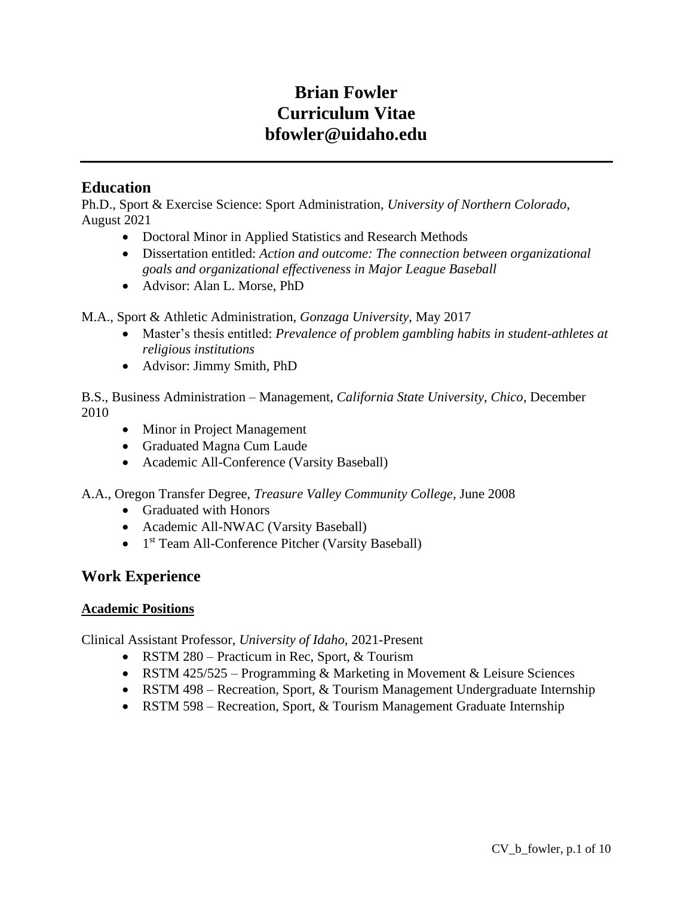# Brian Fowler
# Curriculum Vitae
# bfowler@uidaho.edu

---

## Education

Ph.D., Sport & Exercise Science: Sport Administration, *University of Northern Colorado*, August 2021

- Doctoral Minor in Applied Statistics and Research Methods
- Dissertation entitled: *Action and outcome: The connection between organizational goals and organizational effectiveness in Major League Baseball*
- Advisor: Alan L. Morse, PhD

M.A., Sport & Athletic Administration, *Gonzaga University*, May 2017

- Master's thesis entitled: *Prevalence of problem gambling habits in student-athletes at religious institutions*
- Advisor: Jimmy Smith, PhD

B.S., Business Administration – Management, *California State University, Chico*, December 2010

- Minor in Project Management
- Graduated Magna Cum Laude
- Academic All-Conference (Varsity Baseball)

A.A., Oregon Transfer Degree, *Treasure Valley Community College*, June 2008

- Graduated with Honors
- Academic All-NWAC (Varsity Baseball)
- 1st Team All-Conference Pitcher (Varsity Baseball)

## Work Experience

### Academic Positions

Clinical Assistant Professor, *University of Idaho*, 2021-Present

- RSTM 280 – Practicum in Rec, Sport, & Tourism
- RSTM 425/525 – Programming & Marketing in Movement & Leisure Sciences
- RSTM 498 – Recreation, Sport, & Tourism Management Undergraduate Internship
- RSTM 598 – Recreation, Sport, & Tourism Management Graduate Internship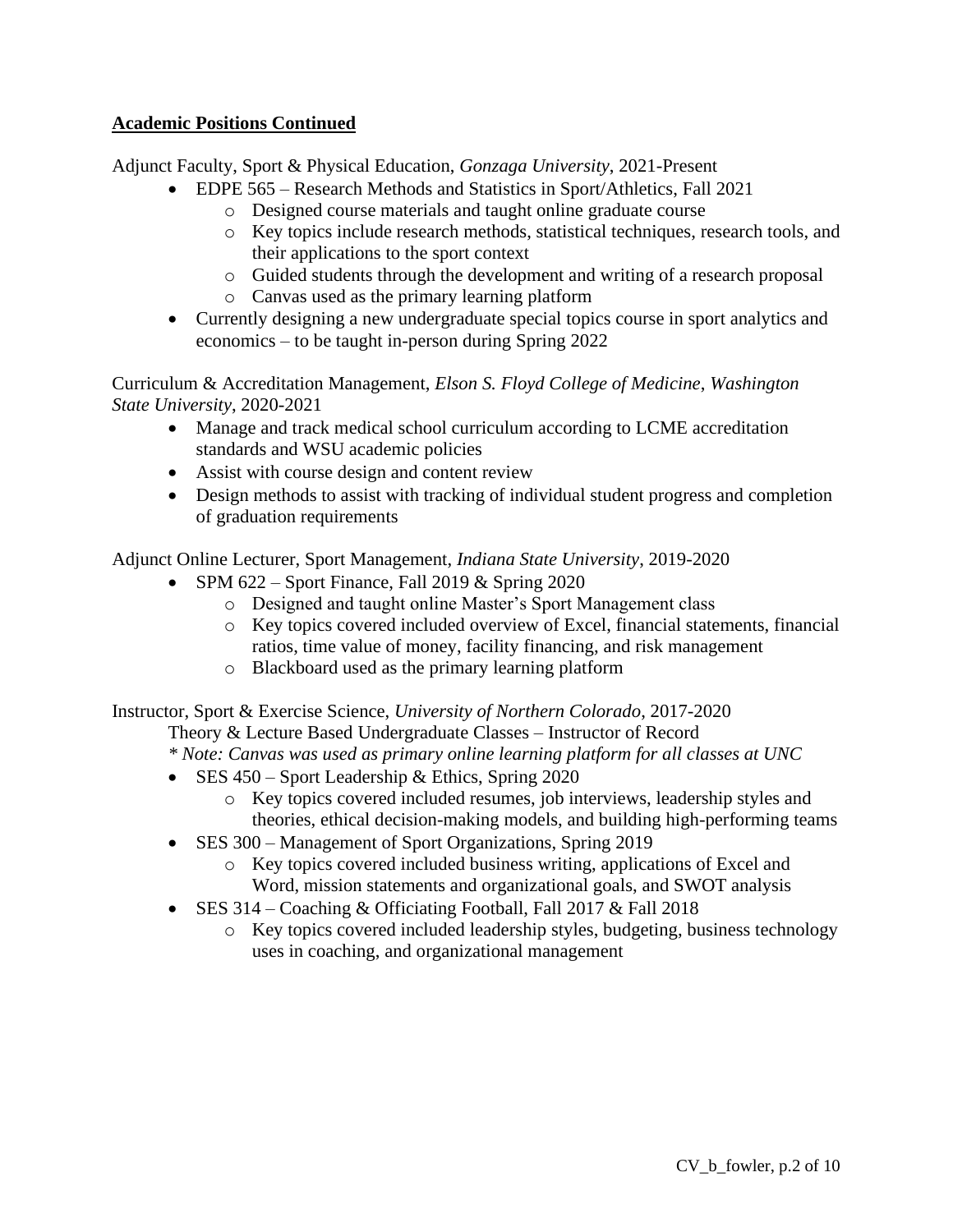**Academic Positions Continued**

Adjunct Faculty, Sport & Physical Education, *Gonzaga University*, 2021-Present

- EDPE 565 – Research Methods and Statistics in Sport/Athletics, Fall 2021
    - Designed course materials and taught online graduate course
    - Key topics include research methods, statistical techniques, research tools, and their applications to the sport context
    - Guided students through the development and writing of a research proposal
    - Canvas used as the primary learning platform
- Currently designing a new undergraduate special topics course in sport analytics and economics – to be taught in-person during Spring 2022

Curriculum & Accreditation Management, *Elson S. Floyd College of Medicine*, *Washington State University*, 2020-2021

- Manage and track medical school curriculum according to LCME accreditation standards and WSU academic policies
- Assist with course design and content review
- Design methods to assist with tracking of individual student progress and completion of graduation requirements

Adjunct Online Lecturer, Sport Management, *Indiana State University*, 2019-2020

- SPM 622 – Sport Finance, Fall 2019 & Spring 2020
    - Designed and taught online Master's Sport Management class
    - Key topics covered included overview of Excel, financial statements, financial ratios, time value of money, facility financing, and risk management
    - Blackboard used as the primary learning platform

Instructor, Sport & Exercise Science, *University of Northern Colorado*, 2017-2020

Theory & Lecture Based Undergraduate Classes – Instructor of Record

*\* Note: Canvas was used as primary online learning platform for all classes at UNC*

- SES 450 – Sport Leadership & Ethics, Spring 2020
    - Key topics covered included resumes, job interviews, leadership styles and theories, ethical decision-making models, and building high-performing teams
- SES 300 – Management of Sport Organizations, Spring 2019
    - Key topics covered included business writing, applications of Excel and Word, mission statements and organizational goals, and SWOT analysis
- SES 314 – Coaching & Officiating Football, Fall 2017 & Fall 2018
    - Key topics covered included leadership styles, budgeting, business technology uses in coaching, and organizational management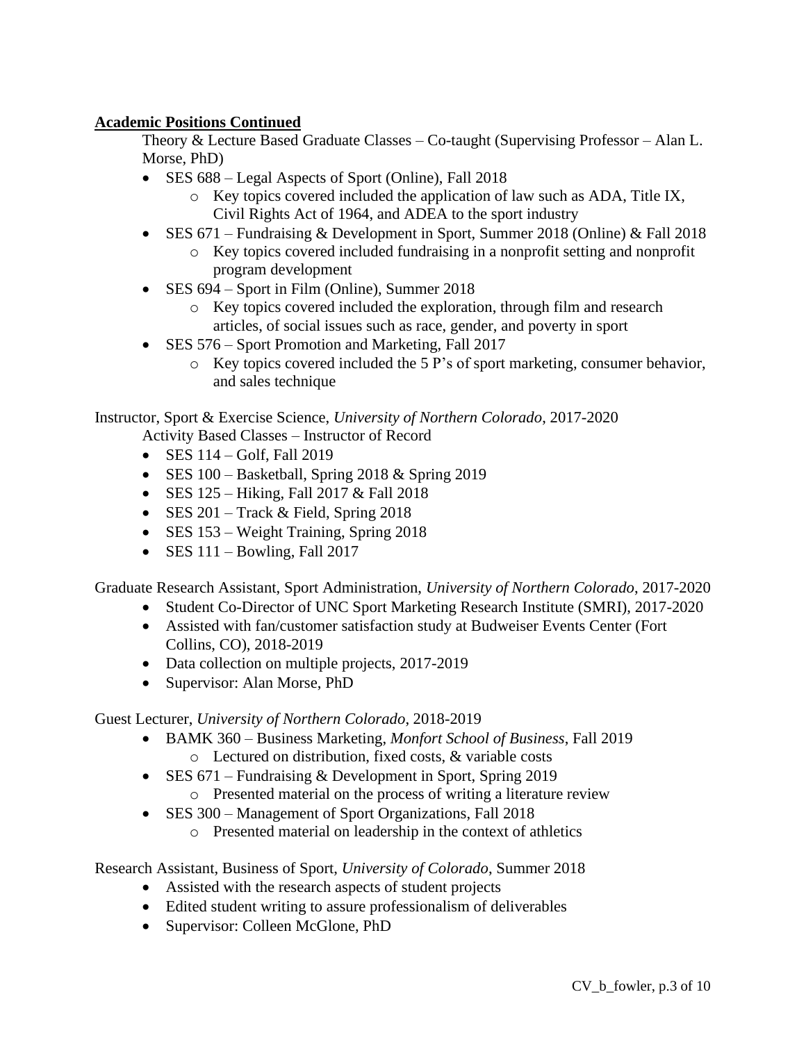**Academic Positions Continued**

Theory & Lecture Based Graduate Classes – Co-taught (Supervising Professor – Alan L. Morse, PhD)

- SES 688 – Legal Aspects of Sport (Online), Fall 2018
  - Key topics covered included the application of law such as ADA, Title IX, Civil Rights Act of 1964, and ADEA to the sport industry
- SES 671 – Fundraising & Development in Sport, Summer 2018 (Online) & Fall 2018
  - Key topics covered included fundraising in a nonprofit setting and nonprofit program development
- SES 694 – Sport in Film (Online), Summer 2018
  - Key topics covered included the exploration, through film and research articles, of social issues such as race, gender, and poverty in sport
- SES 576 – Sport Promotion and Marketing, Fall 2017
  - Key topics covered included the 5 P's of sport marketing, consumer behavior, and sales technique

Instructor, Sport & Exercise Science, *University of Northern Colorado*, 2017-2020

Activity Based Classes – Instructor of Record

- SES 114 – Golf, Fall 2019
- SES 100 – Basketball, Spring 2018 & Spring 2019
- SES 125 – Hiking, Fall 2017 & Fall 2018
- SES 201 – Track & Field, Spring 2018
- SES 153 – Weight Training, Spring 2018
- SES 111 – Bowling, Fall 2017

Graduate Research Assistant, Sport Administration, *University of Northern Colorado*, 2017-2020

- Student Co-Director of UNC Sport Marketing Research Institute (SMRI), 2017-2020
- Assisted with fan/customer satisfaction study at Budweiser Events Center (Fort Collins, CO), 2018-2019
- Data collection on multiple projects, 2017-2019
- Supervisor: Alan Morse, PhD

Guest Lecturer, *University of Northern Colorado*, 2018-2019

- BAMK 360 – Business Marketing, *Monfort School of Business*, Fall 2019
  - Lectured on distribution, fixed costs, & variable costs
- SES 671 – Fundraising & Development in Sport, Spring 2019
  - Presented material on the process of writing a literature review
- SES 300 – Management of Sport Organizations, Fall 2018
  - Presented material on leadership in the context of athletics

Research Assistant, Business of Sport, *University of Colorado*, Summer 2018

- Assisted with the research aspects of student projects
- Edited student writing to assure professionalism of deliverables
- Supervisor: Colleen McGlone, PhD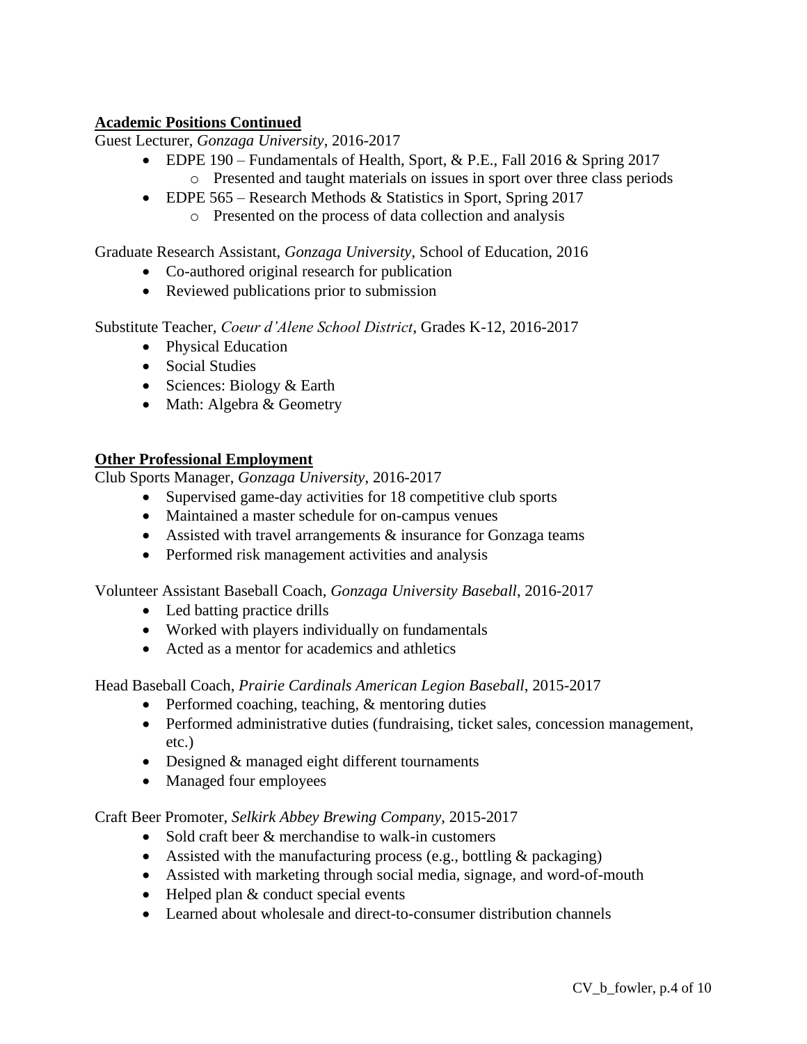## Academic Positions Continued

Guest Lecturer, *Gonzaga University*, 2016-2017

- EDPE 190 – Fundamentals of Health, Sport, & P.E., Fall 2016 & Spring 2017
  - Presented and taught materials on issues in sport over three class periods
- EDPE 565 – Research Methods & Statistics in Sport, Spring 2017
  - Presented on the process of data collection and analysis

Graduate Research Assistant, *Gonzaga University*, School of Education, 2016

- Co-authored original research for publication
- Reviewed publications prior to submission

Substitute Teacher, *Coeur d'Alene School District*, Grades K-12, 2016-2017

- Physical Education
- Social Studies
- Sciences: Biology & Earth
- Math: Algebra & Geometry

## Other Professional Employment

Club Sports Manager, *Gonzaga University*, 2016-2017

- Supervised game-day activities for 18 competitive club sports
- Maintained a master schedule for on-campus venues
- Assisted with travel arrangements & insurance for Gonzaga teams
- Performed risk management activities and analysis

Volunteer Assistant Baseball Coach, *Gonzaga University Baseball*, 2016-2017

- Led batting practice drills
- Worked with players individually on fundamentals
- Acted as a mentor for academics and athletics

Head Baseball Coach, *Prairie Cardinals American Legion Baseball*, 2015-2017

- Performed coaching, teaching, & mentoring duties
- Performed administrative duties (fundraising, ticket sales, concession management, etc.)
- Designed & managed eight different tournaments
- Managed four employees

Craft Beer Promoter, *Selkirk Abbey Brewing Company*, 2015-2017

- Sold craft beer & merchandise to walk-in customers
- Assisted with the manufacturing process (e.g., bottling & packaging)
- Assisted with marketing through social media, signage, and word-of-mouth
- Helped plan & conduct special events
- Learned about wholesale and direct-to-consumer distribution channels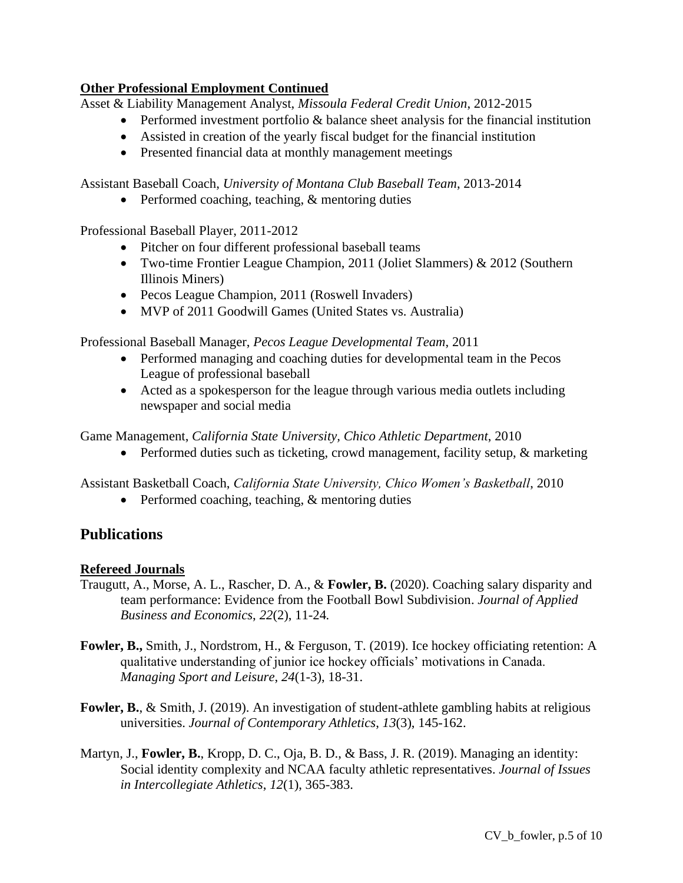**Other Professional Employment Continued**

Asset & Liability Management Analyst, *Missoula Federal Credit Union*, 2012-2015

- Performed investment portfolio & balance sheet analysis for the financial institution
- Assisted in creation of the yearly fiscal budget for the financial institution
- Presented financial data at monthly management meetings

Assistant Baseball Coach, *University of Montana Club Baseball Team*, 2013-2014

- Performed coaching, teaching, & mentoring duties

Professional Baseball Player, 2011-2012

- Pitcher on four different professional baseball teams
- Two-time Frontier League Champion, 2011 (Joliet Slammers) & 2012 (Southern Illinois Miners)
- Pecos League Champion, 2011 (Roswell Invaders)
- MVP of 2011 Goodwill Games (United States vs. Australia)

Professional Baseball Manager, *Pecos League Developmental Team*, 2011

- Performed managing and coaching duties for developmental team in the Pecos League of professional baseball
- Acted as a spokesperson for the league through various media outlets including newspaper and social media

Game Management, *California State University, Chico Athletic Department*, 2010

- Performed duties such as ticketing, crowd management, facility setup, & marketing

Assistant Basketball Coach, *California State University, Chico Women's Basketball*, 2010

- Performed coaching, teaching, & mentoring duties

## Publications

**Refereed Journals**

Traugutt, A., Morse, A. L., Rascher, D. A., & **Fowler, B.** (2020). Coaching salary disparity and team performance: Evidence from the Football Bowl Subdivision. *Journal of Applied Business and Economics*, *22*(2), 11-24.

**Fowler, B.,** Smith, J., Nordstrom, H., & Ferguson, T. (2019). Ice hockey officiating retention: A qualitative understanding of junior ice hockey officials' motivations in Canada. *Managing Sport and Leisure*, *24*(1-3), 18-31.

**Fowler, B.**, & Smith, J. (2019). An investigation of student-athlete gambling habits at religious universities. *Journal of Contemporary Athletics*, *13*(3), 145-162.

Martyn, J., **Fowler, B.**, Kropp, D. C., Oja, B. D., & Bass, J. R. (2019). Managing an identity: Social identity complexity and NCAA faculty athletic representatives. *Journal of Issues in Intercollegiate Athletics*, *12*(1), 365-383.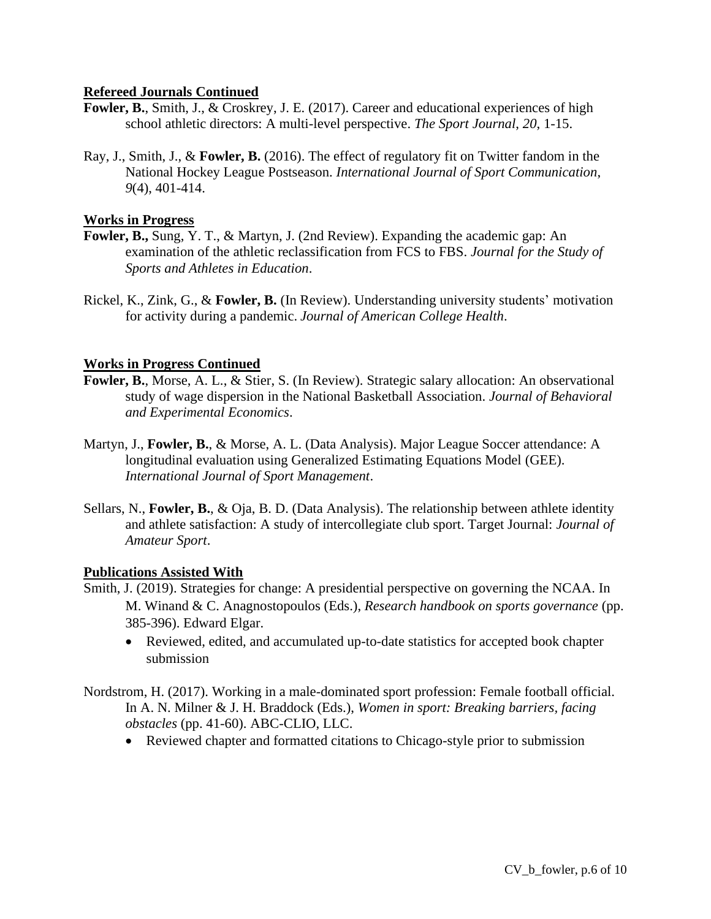**Refereed Journals Continued**

**Fowler, B.**, Smith, J., & Croskrey, J. E. (2017). Career and educational experiences of high school athletic directors: A multi-level perspective. *The Sport Journal*, *20*, 1-15.

Ray, J., Smith, J., & **Fowler, B.** (2016). The effect of regulatory fit on Twitter fandom in the National Hockey League Postseason. *International Journal of Sport Communication*, *9*(4), 401-414.

**Works in Progress**

**Fowler, B.,** Sung, Y. T., & Martyn, J. (2nd Review). Expanding the academic gap: An examination of the athletic reclassification from FCS to FBS. *Journal for the Study of Sports and Athletes in Education*.

Rickel, K., Zink, G., & **Fowler, B.** (In Review). Understanding university students' motivation for activity during a pandemic. *Journal of American College Health*.

**Works in Progress Continued**

**Fowler, B.**, Morse, A. L., & Stier, S. (In Review). Strategic salary allocation: An observational study of wage dispersion in the National Basketball Association. *Journal of Behavioral and Experimental Economics*.

Martyn, J., **Fowler, B.**, & Morse, A. L. (Data Analysis). Major League Soccer attendance: A longitudinal evaluation using Generalized Estimating Equations Model (GEE). *International Journal of Sport Management*.

Sellars, N., **Fowler, B.**, & Oja, B. D. (Data Analysis). The relationship between athlete identity and athlete satisfaction: A study of intercollegiate club sport. Target Journal: *Journal of Amateur Sport*.

**Publications Assisted With**

Smith, J. (2019). Strategies for change: A presidential perspective on governing the NCAA. In M. Winand & C. Anagnostopoulos (Eds.), *Research handbook on sports governance* (pp. 385-396). Edward Elgar.

- Reviewed, edited, and accumulated up-to-date statistics for accepted book chapter submission

Nordstrom, H. (2017). Working in a male-dominated sport profession: Female football official. In A. N. Milner & J. H. Braddock (Eds.), *Women in sport: Breaking barriers, facing obstacles* (pp. 41-60). ABC-CLIO, LLC.

- Reviewed chapter and formatted citations to Chicago-style prior to submission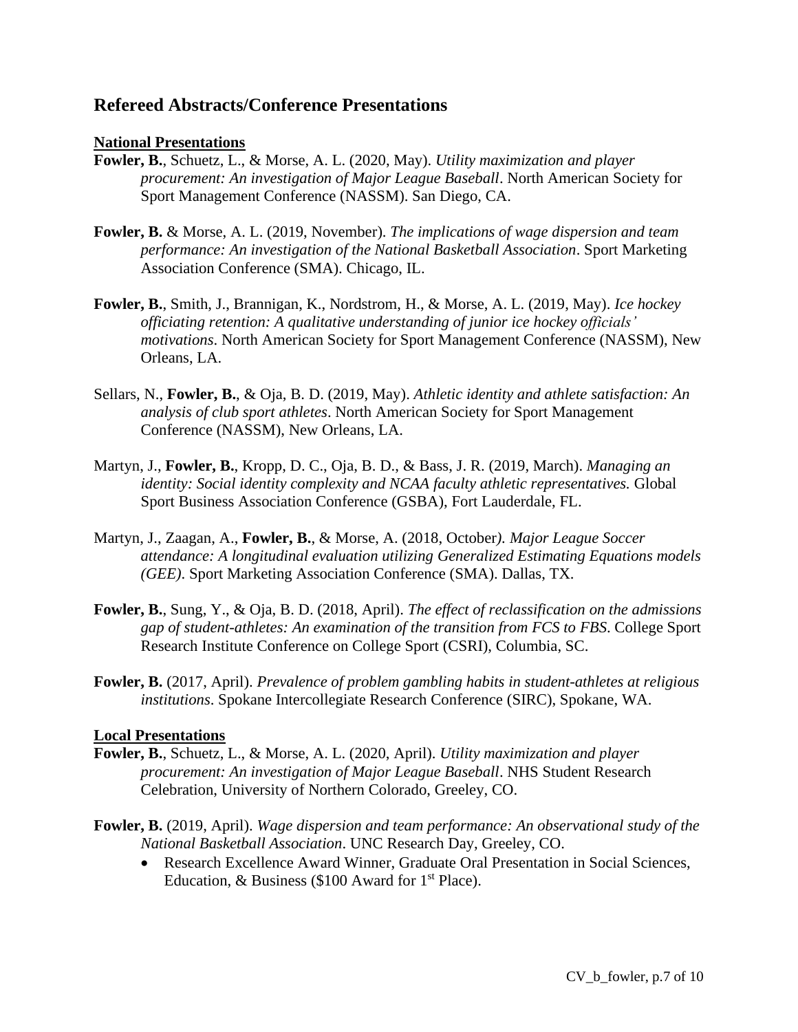## Refereed Abstracts/Conference Presentations

**National Presentations**

**Fowler, B.**, Schuetz, L., & Morse, A. L. (2020, May). *Utility maximization and player procurement: An investigation of Major League Baseball*. North American Society for Sport Management Conference (NASSM). San Diego, CA.

**Fowler, B.** & Morse, A. L. (2019, November). *The implications of wage dispersion and team performance: An investigation of the National Basketball Association*. Sport Marketing Association Conference (SMA). Chicago, IL.

**Fowler, B.**, Smith, J., Brannigan, K., Nordstrom, H., & Morse, A. L. (2019, May). *Ice hockey officiating retention: A qualitative understanding of junior ice hockey officials' motivations*. North American Society for Sport Management Conference (NASSM), New Orleans, LA.

Sellars, N., **Fowler, B.**, & Oja, B. D. (2019, May). *Athletic identity and athlete satisfaction: An analysis of club sport athletes*. North American Society for Sport Management Conference (NASSM), New Orleans, LA.

Martyn, J., **Fowler, B.**, Kropp, D. C., Oja, B. D., & Bass, J. R. (2019, March). *Managing an identity: Social identity complexity and NCAA faculty athletic representatives.* Global Sport Business Association Conference (GSBA), Fort Lauderdale, FL.

Martyn, J., Zaagan, A., **Fowler, B.**, & Morse, A. (2018, October). *Major League Soccer attendance: A longitudinal evaluation utilizing Generalized Estimating Equations models (GEE)*. Sport Marketing Association Conference (SMA). Dallas, TX.

**Fowler, B.**, Sung, Y., & Oja, B. D. (2018, April). *The effect of reclassification on the admissions gap of student-athletes: An examination of the transition from FCS to FBS*. College Sport Research Institute Conference on College Sport (CSRI), Columbia, SC.

**Fowler, B.** (2017, April). *Prevalence of problem gambling habits in student-athletes at religious institutions*. Spokane Intercollegiate Research Conference (SIRC), Spokane, WA.

**Local Presentations**

**Fowler, B.**, Schuetz, L., & Morse, A. L. (2020, April). *Utility maximization and player procurement: An investigation of Major League Baseball*. NHS Student Research Celebration, University of Northern Colorado, Greeley, CO.

**Fowler, B.** (2019, April). *Wage dispersion and team performance: An observational study of the National Basketball Association*. UNC Research Day, Greeley, CO.

- Research Excellence Award Winner, Graduate Oral Presentation in Social Sciences, Education, & Business ($100 Award for 1st Place).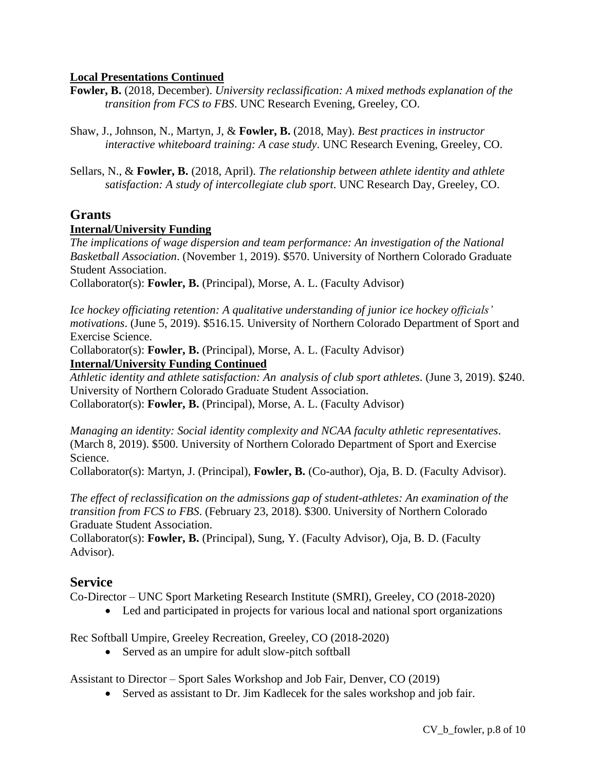**Local Presentations Continued**

**Fowler, B.** (2018, December). *University reclassification: A mixed methods explanation of the transition from FCS to FBS*. UNC Research Evening, Greeley, CO.

Shaw, J., Johnson, N., Martyn, J, & **Fowler, B.** (2018, May). *Best practices in instructor interactive whiteboard training: A case study*. UNC Research Evening, Greeley, CO.

Sellars, N., & **Fowler, B.** (2018, April). *The relationship between athlete identity and athlete satisfaction: A study of intercollegiate club sport*. UNC Research Day, Greeley, CO.

## Grants

**Internal/University Funding**

*The implications of wage dispersion and team performance: An investigation of the National Basketball Association*. (November 1, 2019). $570. University of Northern Colorado Graduate Student Association.
Collaborator(s): **Fowler, B.** (Principal), Morse, A. L. (Faculty Advisor)

*Ice hockey officiating retention: A qualitative understanding of junior ice hockey officials' motivations*. (June 5, 2019). $516.15. University of Northern Colorado Department of Sport and Exercise Science.
Collaborator(s): **Fowler, B.** (Principal), Morse, A. L. (Faculty Advisor)

**Internal/University Funding Continued**

*Athletic identity and athlete satisfaction: An analysis of club sport athletes.* (June 3, 2019). $240. University of Northern Colorado Graduate Student Association.
Collaborator(s): **Fowler, B.** (Principal), Morse, A. L. (Faculty Advisor)

*Managing an identity: Social identity complexity and NCAA faculty athletic representatives*. (March 8, 2019). $500. University of Northern Colorado Department of Sport and Exercise Science.
Collaborator(s): Martyn, J. (Principal), **Fowler, B.** (Co-author), Oja, B. D. (Faculty Advisor).

*The effect of reclassification on the admissions gap of student-athletes: An examination of the transition from FCS to FBS*. (February 23, 2018). $300. University of Northern Colorado Graduate Student Association.
Collaborator(s): **Fowler, B.** (Principal), Sung, Y. (Faculty Advisor), Oja, B. D. (Faculty Advisor).

## Service

Co-Director – UNC Sport Marketing Research Institute (SMRI), Greeley, CO (2018-2020)

- Led and participated in projects for various local and national sport organizations

Rec Softball Umpire, Greeley Recreation, Greeley, CO (2018-2020)

- Served as an umpire for adult slow-pitch softball

Assistant to Director – Sport Sales Workshop and Job Fair, Denver, CO (2019)

- Served as assistant to Dr. Jim Kadlecek for the sales workshop and job fair.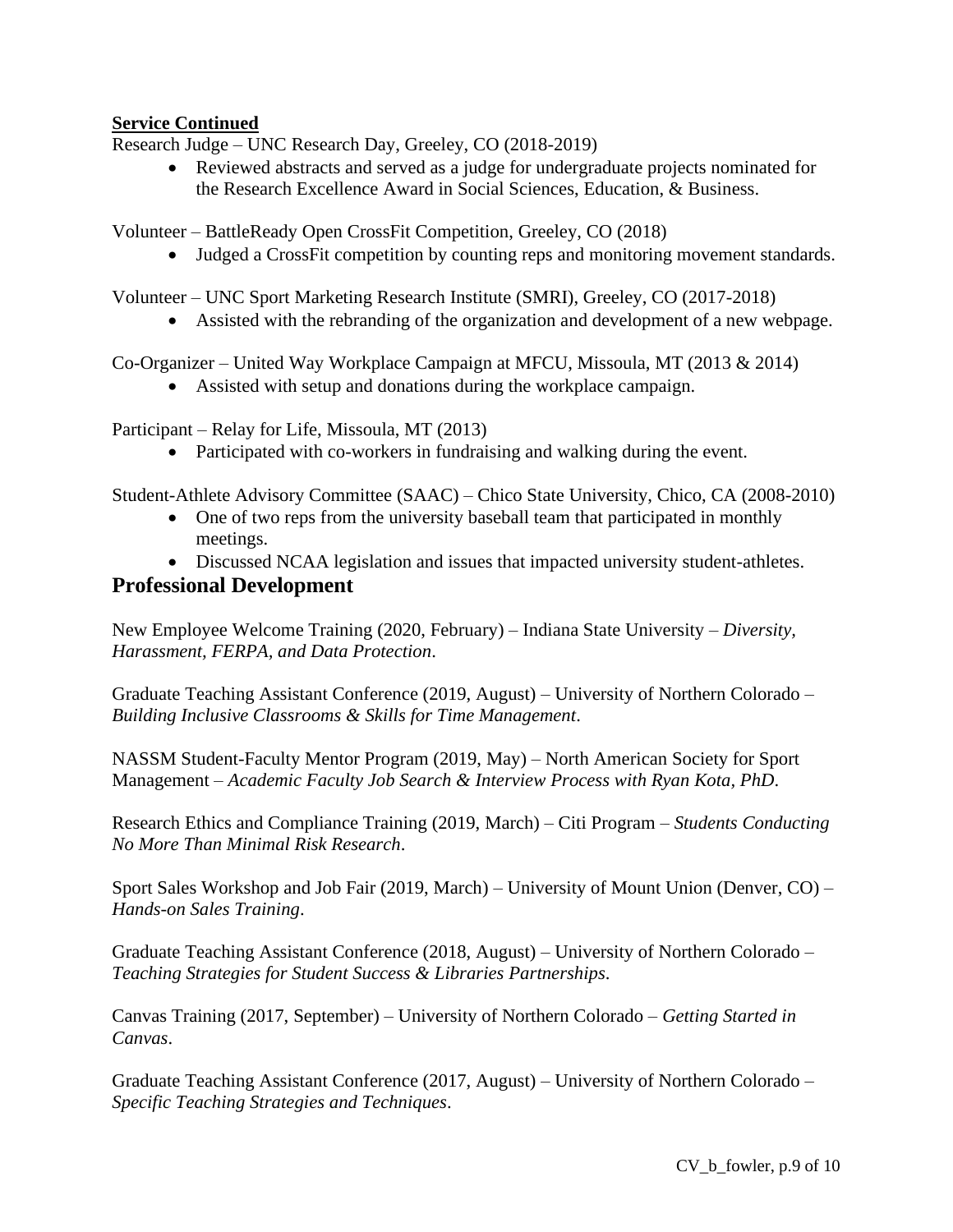**Service Continued**

Research Judge – UNC Research Day, Greeley, CO (2018-2019)

- Reviewed abstracts and served as a judge for undergraduate projects nominated for the Research Excellence Award in Social Sciences, Education, & Business.

Volunteer – BattleReady Open CrossFit Competition, Greeley, CO (2018)

- Judged a CrossFit competition by counting reps and monitoring movement standards.

Volunteer – UNC Sport Marketing Research Institute (SMRI), Greeley, CO (2017-2018)

- Assisted with the rebranding of the organization and development of a new webpage.

Co-Organizer – United Way Workplace Campaign at MFCU, Missoula, MT (2013 & 2014)

- Assisted with setup and donations during the workplace campaign.

Participant – Relay for Life, Missoula, MT (2013)

- Participated with co-workers in fundraising and walking during the event.

Student-Athlete Advisory Committee (SAAC) – Chico State University, Chico, CA (2008-2010)

- One of two reps from the university baseball team that participated in monthly meetings.
- Discussed NCAA legislation and issues that impacted university student-athletes.

## Professional Development

New Employee Welcome Training (2020, February) – Indiana State University – *Diversity, Harassment, FERPA, and Data Protection*.

Graduate Teaching Assistant Conference (2019, August) – University of Northern Colorado – *Building Inclusive Classrooms & Skills for Time Management*.

NASSM Student-Faculty Mentor Program (2019, May) – North American Society for Sport Management – *Academic Faculty Job Search & Interview Process with Ryan Kota, PhD*.

Research Ethics and Compliance Training (2019, March) – Citi Program – *Students Conducting No More Than Minimal Risk Research*.

Sport Sales Workshop and Job Fair (2019, March) – University of Mount Union (Denver, CO) – *Hands-on Sales Training*.

Graduate Teaching Assistant Conference (2018, August) – University of Northern Colorado – *Teaching Strategies for Student Success & Libraries Partnerships*.

Canvas Training (2017, September) – University of Northern Colorado – *Getting Started in Canvas*.

Graduate Teaching Assistant Conference (2017, August) – University of Northern Colorado – *Specific Teaching Strategies and Techniques*.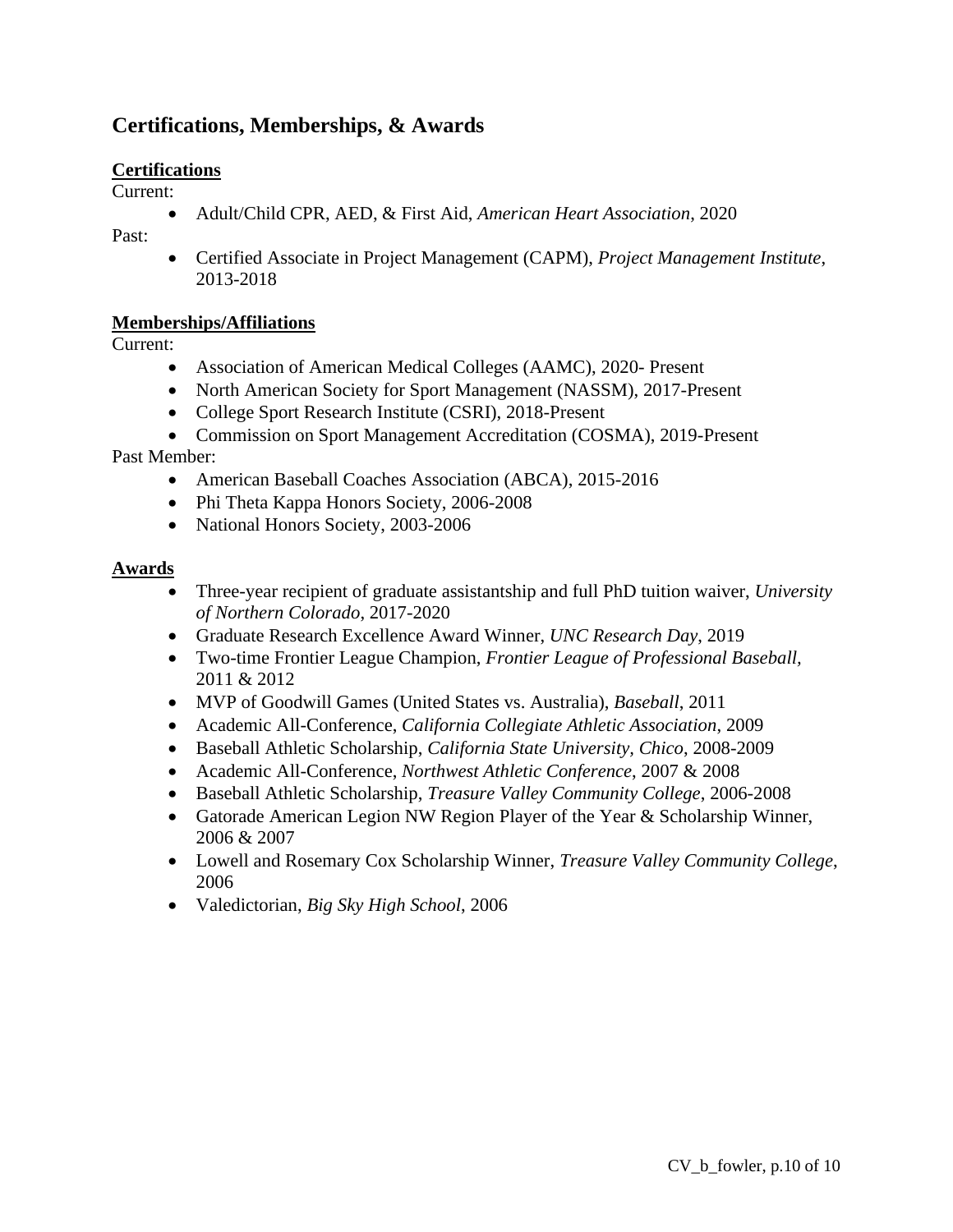## Certifications, Memberships, & Awards

### Certifications

Current:

- Adult/Child CPR, AED, & First Aid, *American Heart Association*, 2020

Past:

- Certified Associate in Project Management (CAPM), *Project Management Institute*, 2013-2018

### Memberships/Affiliations

Current:

- Association of American Medical Colleges (AAMC), 2020- Present
- North American Society for Sport Management (NASSM), 2017-Present
- College Sport Research Institute (CSRI), 2018-Present
- Commission on Sport Management Accreditation (COSMA), 2019-Present

Past Member:

- American Baseball Coaches Association (ABCA), 2015-2016
- Phi Theta Kappa Honors Society, 2006-2008
- National Honors Society, 2003-2006

### Awards

- Three-year recipient of graduate assistantship and full PhD tuition waiver, *University of Northern Colorado*, 2017-2020
- Graduate Research Excellence Award Winner, *UNC Research Day*, 2019
- Two-time Frontier League Champion, *Frontier League of Professional Baseball,* 2011 & 2012
- MVP of Goodwill Games (United States vs. Australia), *Baseball*, 2011
- Academic All-Conference, *California Collegiate Athletic Association*, 2009
- Baseball Athletic Scholarship, *California State University, Chico*, 2008-2009
- Academic All-Conference, *Northwest Athletic Conference*, 2007 & 2008
- Baseball Athletic Scholarship, *Treasure Valley Community College*, 2006-2008
- Gatorade American Legion NW Region Player of the Year & Scholarship Winner, 2006 & 2007
- Lowell and Rosemary Cox Scholarship Winner, *Treasure Valley Community College*, 2006
- Valedictorian, *Big Sky High School*, 2006